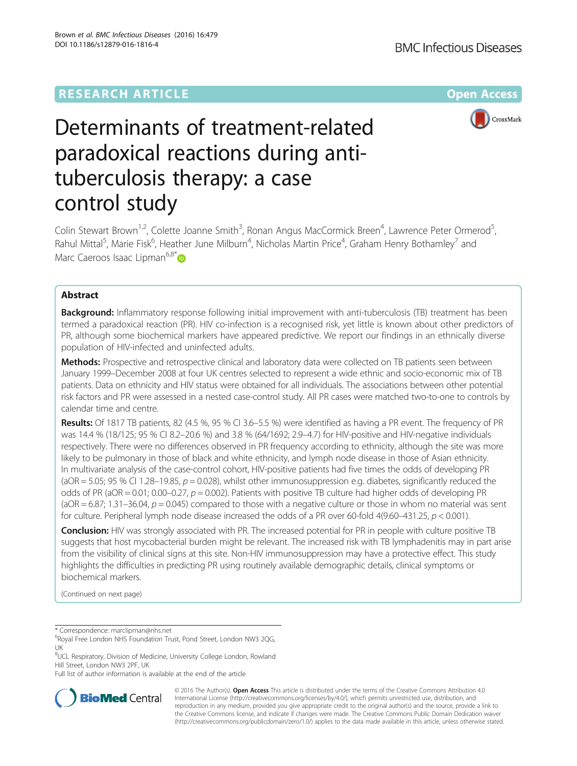RESEARCH ARTICLE Open Access

# Determinants of treatment-related paradoxical reactions during anti-tuberculosis therapy: a case control study

Colin Stewart Brown[1,2], Colette Joanne Smith[3], Ronan Angus MacCormick Breen[4], Lawrence Peter Ormerod[5], Rahul Mittal[5], Marie Fisk[6], Heather June Milburn[4], Nicholas Martin Price[4], Graham Henry Bothamley[7] and Marc Caeroos Isaac Lipman[6,8*]

## Abstract

**Background:** Inflammatory response following initial improvement with anti-tuberculosis (TB) treatment has been termed a paradoxical reaction (PR). HIV co-infection is a recognised risk, yet little is known about other predictors of PR, although some biochemical markers have appeared predictive. We report our findings in an ethnically diverse population of HIV-infected and uninfected adults.

**Methods:** Prospective and retrospective clinical and laboratory data were collected on TB patients seen between January 1999–December 2008 at four UK centres selected to represent a wide ethnic and socio-economic mix of TB patients. Data on ethnicity and HIV status were obtained for all individuals. The associations between other potential risk factors and PR were assessed in a nested case-control study. All PR cases were matched two-to-one to controls by calendar time and centre.

**Results:** Of 1817 TB patients, 82 (4.5 %, 95 % CI 3.6–5.5 %) were identified as having a PR event. The frequency of PR was 14.4 % (18/125; 95 % CI 8.2–20.6 %) and 3.8 % (64/1692; 2.9–4.7) for HIV-positive and HIV-negative individuals respectively. There were no differences observed in PR frequency according to ethnicity, although the site was more likely to be pulmonary in those of black and white ethnicity, and lymph node disease in those of Asian ethnicity. In multivariate analysis of the case-control cohort, HIV-positive patients had five times the odds of developing PR (aOR = 5.05; 95 % CI 1.28–19.85, $p = 0.028$), whilst other immunosuppression e.g. diabetes, significantly reduced the odds of PR (aOR = 0.01; 0.00–0.27, $p = 0.002$). Patients with positive TB culture had higher odds of developing PR (aOR = 6.87; 1.31–36.04, $p = 0.045$) compared to those with a negative culture or those in whom no material was sent for culture. Peripheral lymph node disease increased the odds of a PR over 60-fold 4(9.60–431.25, $p < 0.001$).

**Conclusion:** HIV was strongly associated with PR. The increased potential for PR in people with culture positive TB suggests that host mycobacterial burden might be relevant. The increased risk with TB lymphadenitis may in part arise from the visibility of clinical signs at this site. Non-HIV immunosuppression may have a protective effect. This study highlights the difficulties in predicting PR using routinely available demographic details, clinical symptoms or biochemical markers.

(Continued on next page)

\* Correspondence: marclipman@nhs.net
[6]Royal Free London NHS Foundation Trust, Pond Street, London NW3 2QG, UK
[8]UCL Respiratory, Division of Medicine, University College London, Rowland Hill Street, London NW3 2PF, UK
Full list of author information is available at the end of the article

© 2016 The Author(s). **Open Access** This article is distributed under the terms of the Creative Commons Attribution 4.0 International License (http://creativecommons.org/licenses/by/4.0/), which permits unrestricted use, distribution, and reproduction in any medium, provided you give appropriate credit to the original author(s) and the source, provide a link to the Creative Commons license, and indicate if changes were made. The Creative Commons Public Domain Dedication waiver (http://creativecommons.org/publicdomain/zero/1.0/) applies to the data made available in this article, unless otherwise stated.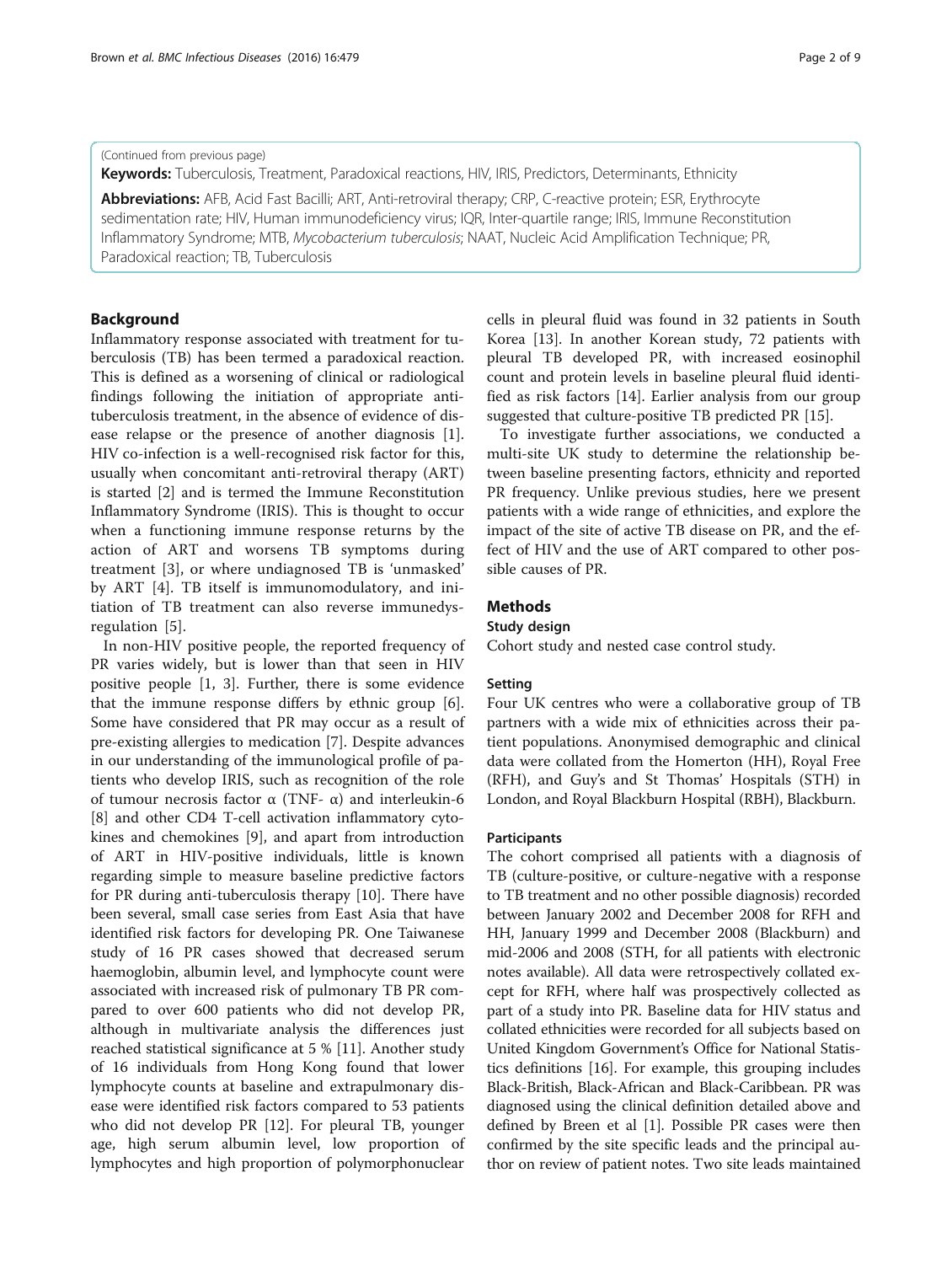(Continued from previous page)

**Keywords:** Tuberculosis, Treatment, Paradoxical reactions, HIV, IRIS, Predictors, Determinants, Ethnicity

**Abbreviations:** AFB, Acid Fast Bacilli; ART, Anti-retroviral therapy; CRP, C-reactive protein; ESR, Erythrocyte sedimentation rate; HIV, Human immunodeficiency virus; IQR, Inter-quartile range; IRIS, Immune Reconstitution Inflammatory Syndrome; MTB, *Mycobacterium tuberculosis*; NAAT, Nucleic Acid Amplification Technique; PR, Paradoxical reaction; TB, Tuberculosis

## Background

Inflammatory response associated with treatment for tuberculosis (TB) has been termed a paradoxical reaction. This is defined as a worsening of clinical or radiological findings following the initiation of appropriate anti-tuberculosis treatment, in the absence of evidence of disease relapse or the presence of another diagnosis [1]. HIV co-infection is a well-recognised risk factor for this, usually when concomitant anti-retroviral therapy (ART) is started [2] and is termed the Immune Reconstitution Inflammatory Syndrome (IRIS). This is thought to occur when a functioning immune response returns by the action of ART and worsens TB symptoms during treatment [3], or where undiagnosed TB is 'unmasked' by ART [4]. TB itself is immunomodulatory, and initiation of TB treatment can also reverse immunedysregulation [5].

In non-HIV positive people, the reported frequency of PR varies widely, but is lower than that seen in HIV positive people [1, 3]. Further, there is some evidence that the immune response differs by ethnic group [6]. Some have considered that PR may occur as a result of pre-existing allergies to medication [7]. Despite advances in our understanding of the immunological profile of patients who develop IRIS, such as recognition of the role of tumour necrosis factor α (TNF- α) and interleukin-6 [8] and other CD4 T-cell activation inflammatory cytokines and chemokines [9], and apart from introduction of ART in HIV-positive individuals, little is known regarding simple to measure baseline predictive factors for PR during anti-tuberculosis therapy [10]. There have been several, small case series from East Asia that have identified risk factors for developing PR. One Taiwanese study of 16 PR cases showed that decreased serum haemoglobin, albumin level, and lymphocyte count were associated with increased risk of pulmonary TB PR compared to over 600 patients who did not develop PR, although in multivariate analysis the differences just reached statistical significance at 5 % [11]. Another study of 16 individuals from Hong Kong found that lower lymphocyte counts at baseline and extrapulmonary disease were identified risk factors compared to 53 patients who did not develop PR [12]. For pleural TB, younger age, high serum albumin level, low proportion of lymphocytes and high proportion of polymorphonuclear cells in pleural fluid was found in 32 patients in South Korea [13]. In another Korean study, 72 patients with pleural TB developed PR, with increased eosinophil count and protein levels in baseline pleural fluid identified as risk factors [14]. Earlier analysis from our group suggested that culture-positive TB predicted PR [15].

To investigate further associations, we conducted a multi-site UK study to determine the relationship between baseline presenting factors, ethnicity and reported PR frequency. Unlike previous studies, here we present patients with a wide range of ethnicities, and explore the impact of the site of active TB disease on PR, and the effect of HIV and the use of ART compared to other possible causes of PR.

## Methods

### Study design

Cohort study and nested case control study.

### Setting

Four UK centres who were a collaborative group of TB partners with a wide mix of ethnicities across their patient populations. Anonymised demographic and clinical data were collated from the Homerton (HH), Royal Free (RFH), and Guy's and St Thomas' Hospitals (STH) in London, and Royal Blackburn Hospital (RBH), Blackburn.

### Participants

The cohort comprised all patients with a diagnosis of TB (culture-positive, or culture-negative with a response to TB treatment and no other possible diagnosis) recorded between January 2002 and December 2008 for RFH and HH, January 1999 and December 2008 (Blackburn) and mid-2006 and 2008 (STH, for all patients with electronic notes available). All data were retrospectively collated except for RFH, where half was prospectively collected as part of a study into PR. Baseline data for HIV status and collated ethnicities were recorded for all subjects based on United Kingdom Government's Office for National Statistics definitions [16]. For example, this grouping includes Black-British, Black-African and Black-Caribbean. PR was diagnosed using the clinical definition detailed above and defined by Breen et al [1]. Possible PR cases were then confirmed by the site specific leads and the principal author on review of patient notes. Two site leads maintained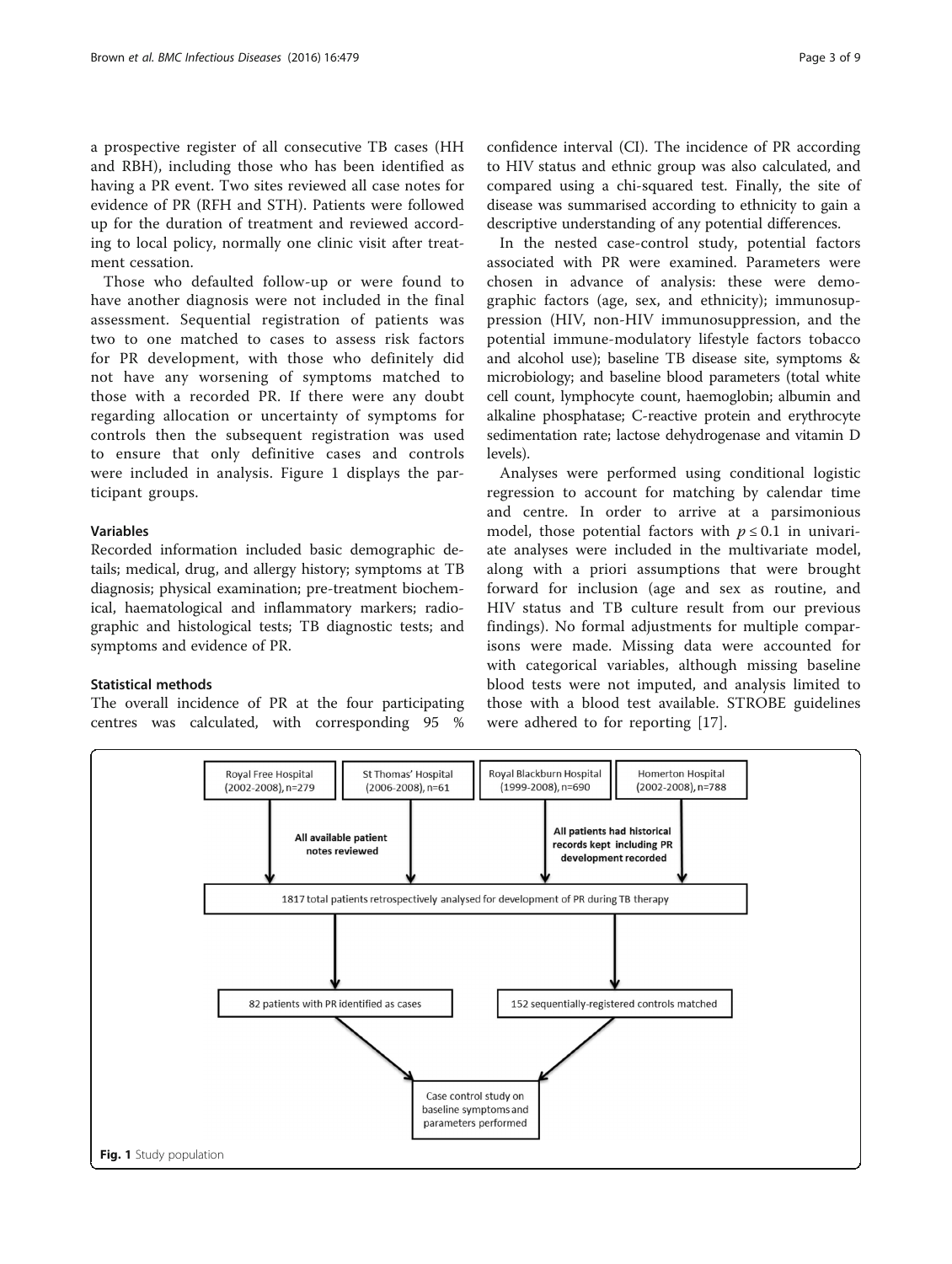a prospective register of all consecutive TB cases (HH and RBH), including those who has been identified as having a PR event. Two sites reviewed all case notes for evidence of PR (RFH and STH). Patients were followed up for the duration of treatment and reviewed according to local policy, normally one clinic visit after treatment cessation.

Those who defaulted follow-up or were found to have another diagnosis were not included in the final assessment. Sequential registration of patients was two to one matched to cases to assess risk factors for PR development, with those who definitely did not have any worsening of symptoms matched to those with a recorded PR. If there were any doubt regarding allocation or uncertainty of symptoms for controls then the subsequent registration was used to ensure that only definitive cases and controls were included in analysis. Figure 1 displays the participant groups.

### Variables

Recorded information included basic demographic details; medical, drug, and allergy history; symptoms at TB diagnosis; physical examination; pre-treatment biochemical, haematological and inflammatory markers; radiographic and histological tests; TB diagnostic tests; and symptoms and evidence of PR.

### Statistical methods

The overall incidence of PR at the four participating centres was calculated, with corresponding 95 % confidence interval (CI). The incidence of PR according to HIV status and ethnic group was also calculated, and compared using a chi-squared test. Finally, the site of disease was summarised according to ethnicity to gain a descriptive understanding of any potential differences.

In the nested case-control study, potential factors associated with PR were examined. Parameters were chosen in advance of analysis: these were demographic factors (age, sex, and ethnicity); immunosuppression (HIV, non-HIV immunosuppression, and the potential immune-modulatory lifestyle factors tobacco and alcohol use); baseline TB disease site, symptoms & microbiology; and baseline blood parameters (total white cell count, lymphocyte count, haemoglobin; albumin and alkaline phosphatase; C-reactive protein and erythrocyte sedimentation rate; lactose dehydrogenase and vitamin D levels).

Analyses were performed using conditional logistic regression to account for matching by calendar time and centre. In order to arrive at a parsimonious model, those potential factors with $p \leq 0.1$ in univariate analyses were included in the multivariate model, along with a priori assumptions that were brought forward for inclusion (age and sex as routine, and HIV status and TB culture result from our previous findings). No formal adjustments for multiple comparisons were made. Missing data were accounted for with categorical variables, although missing baseline blood tests were not imputed, and analysis limited to those with a blood test available. STROBE guidelines were adhered to for reporting [17].

Royal Free Hospital (2002-2008), n=279

St Thomas' Hospital (2006-2008), n=61

Royal Blackburn Hospital (1999-2008), n=690

Homerton Hospital (2002-2008), n=788

All available patient notes reviewed

All patients had historical records kept including PR development recorded

1817 total patients retrospectively analysed for development of PR during TB therapy

82 patients with PR identified as cases

152 sequentially-registered controls matched

Case control study on baseline symptoms and parameters performed

**Fig. 1** Study population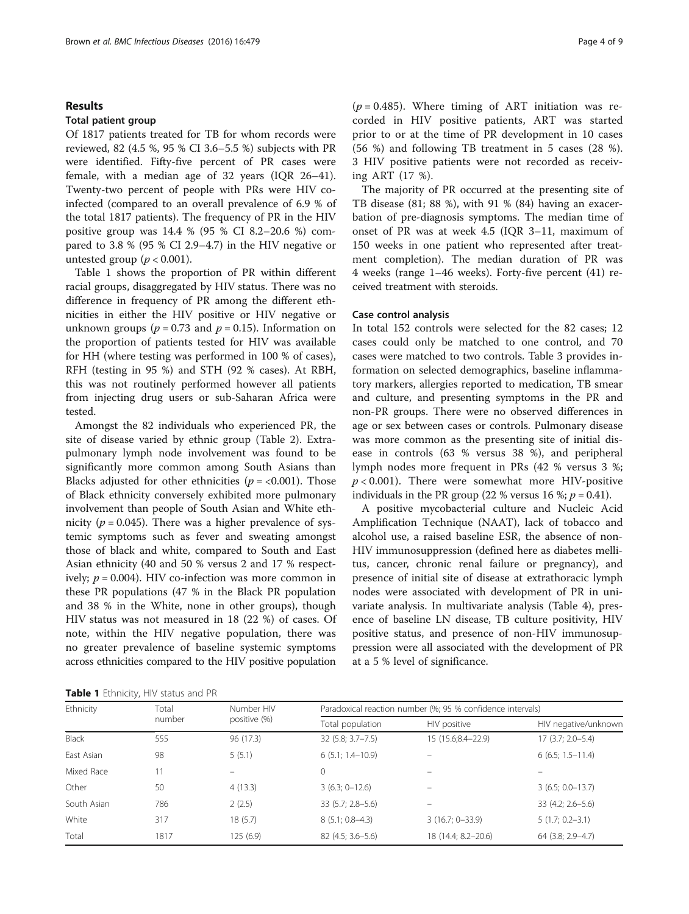## Results

### Total patient group

Of 1817 patients treated for TB for whom records were reviewed, 82 (4.5 %, 95 % CI 3.6–5.5 %) subjects with PR were identified. Fifty-five percent of PR cases were female, with a median age of 32 years (IQR 26–41). Twenty-two percent of people with PRs were HIV co-infected (compared to an overall prevalence of 6.9 % of the total 1817 patients). The frequency of PR in the HIV positive group was 14.4 % (95 % CI 8.2–20.6 %) compared to 3.8 % (95 % CI 2.9–4.7) in the HIV negative or untested group ($p < 0.001$).

Table 1 shows the proportion of PR within different racial groups, disaggregated by HIV status. There was no difference in frequency of PR among the different ethnicities in either the HIV positive or HIV negative or unknown groups ($p = 0.73$ and $p = 0.15$). Information on the proportion of patients tested for HIV was available for HH (where testing was performed in 100 % of cases), RFH (testing in 95 %) and STH (92 % cases). At RBH, this was not routinely performed however all patients from injecting drug users or sub-Saharan Africa were tested.

Amongst the 82 individuals who experienced PR, the site of disease varied by ethnic group (Table 2). Extra-pulmonary lymph node involvement was found to be significantly more common among South Asians than Blacks adjusted for other ethnicities ($p = <0.001$). Those of Black ethnicity conversely exhibited more pulmonary involvement than people of South Asian and White ethnicity ($p = 0.045$). There was a higher prevalence of systemic symptoms such as fever and sweating amongst those of black and white, compared to South and East Asian ethnicity (40 and 50 % versus 2 and 17 % respectively; $p = 0.004$). HIV co-infection was more common in these PR populations (47 % in the Black PR population and 38 % in the White, none in other groups), though HIV status was not measured in 18 (22 %) of cases. Of note, within the HIV negative population, there was no greater prevalence of baseline systemic symptoms across ethnicities compared to the HIV positive population ($p = 0.485$). Where timing of ART initiation was recorded in HIV positive patients, ART was started prior to or at the time of PR development in 10 cases (56 %) and following TB treatment in 5 cases (28 %). 3 HIV positive patients were not recorded as receiving ART (17 %).

The majority of PR occurred at the presenting site of TB disease (81; 88 %), with 91 % (84) having an exacerbation of pre-diagnosis symptoms. The median time of onset of PR was at week 4.5 (IQR 3–11, maximum of 150 weeks in one patient who represented after treatment completion). The median duration of PR was 4 weeks (range 1–46 weeks). Forty-five percent (41) received treatment with steroids.

### Case control analysis

In total 152 controls were selected for the 82 cases; 12 cases could only be matched to one control, and 70 cases were matched to two controls. Table 3 provides information on selected demographics, baseline inflammatory markers, allergies reported to medication, TB smear and culture, and presenting symptoms in the PR and non-PR groups. There were no observed differences in age or sex between cases or controls. Pulmonary disease was more common as the presenting site of initial disease in controls (63 % versus 38 %), and peripheral lymph nodes more frequent in PRs (42 % versus 3 %; $p < 0.001$). There were somewhat more HIV-positive individuals in the PR group (22 % versus 16 %; $p = 0.41$).

A positive mycobacterial culture and Nucleic Acid Amplification Technique (NAAT), lack of tobacco and alcohol use, a raised baseline ESR, the absence of non-HIV immunosuppression (defined here as diabetes mellitus, cancer, chronic renal failure or pregnancy), and presence of initial site of disease at extrathoracic lymph nodes were associated with development of PR in univariate analysis. In multivariate analysis (Table 4), presence of baseline LN disease, TB culture positivity, HIV positive status, and presence of non-HIV immunosuppression were all associated with the development of PR at a 5 % level of significance.

**Table 1** Ethnicity, HIV status and PR

| Ethnicity | Total number | Number HIV positive (%) | Paradoxical reaction number (%; 95 % confidence intervals) | | |
|---|---|---|---|---|---|
| | | | Total population | HIV positive | HIV negative/unknown |
| Black | 555 | 96 (17.3) | 32 (5.8; 3.7–7.5) | 15 (15.6;8.4–22.9) | 17 (3.7; 2.0–5.4) |
| East Asian | 98 | 5 (5.1) | 6 (5.1; 1.4–10.9) | – | 6 (6.5; 1.5–11.4) |
| Mixed Race | 11 | – | 0 | – | – |
| Other | 50 | 4 (13.3) | 3 (6.3; 0–12.6) | – | 3 (6.5; 0.0–13.7) |
| South Asian | 786 | 2 (2.5) | 33 (5.7; 2.8–5.6) | – | 33 (4.2; 2.6–5.6) |
| White | 317 | 18 (5.7) | 8 (5.1; 0.8–4.3) | 3 (16.7; 0–33.9) | 5 (1.7; 0.2–3.1) |
| Total | 1817 | 125 (6.9) | 82 (4.5; 3.6–5.6) | 18 (14.4; 8.2–20.6) | 64 (3.8; 2.9–4.7) |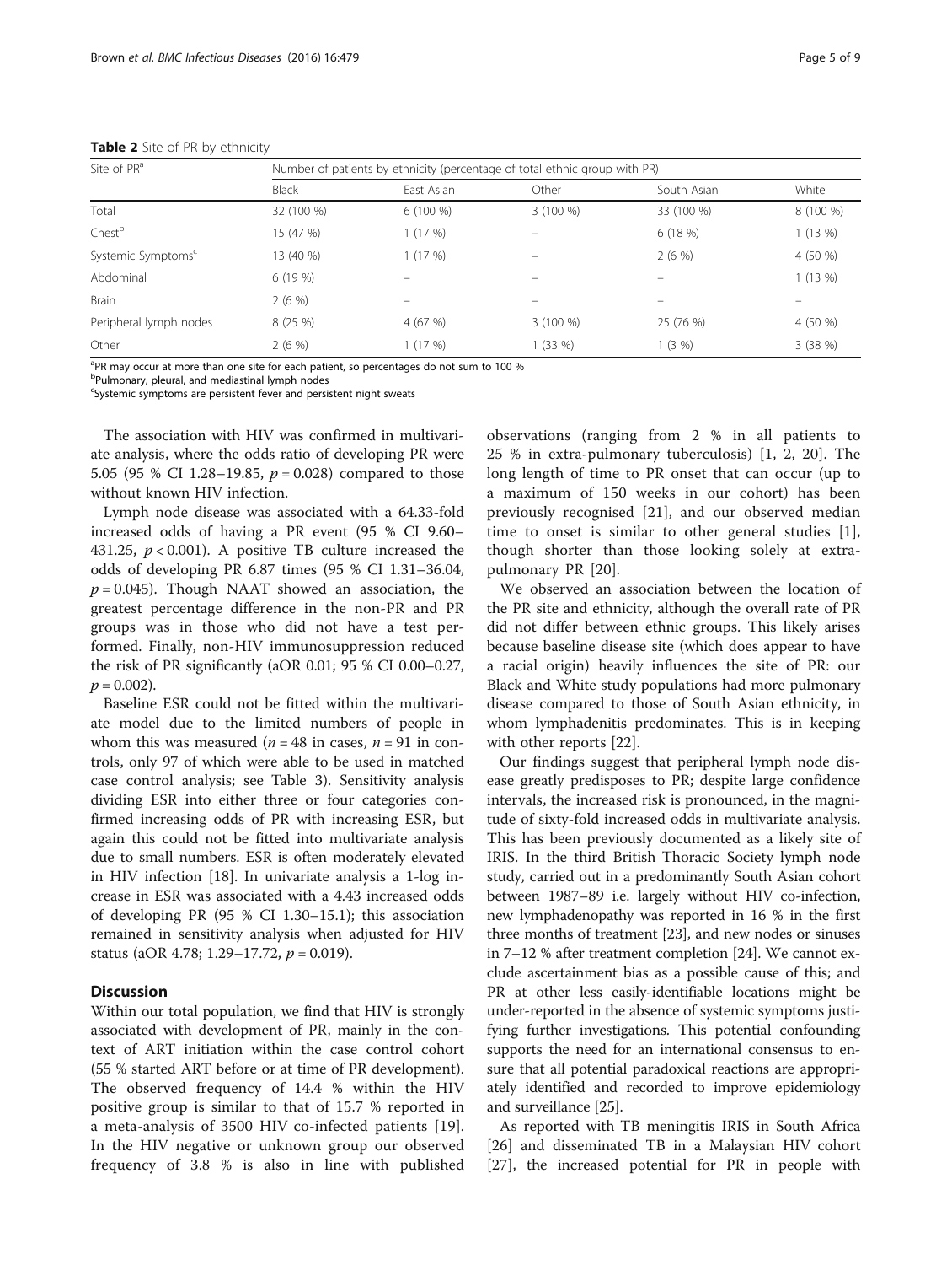**Table 2** Site of PR by ethnicity

| Site of PR[a] | Number of patients by ethnicity (percentage of total ethnic group with PR) | | | | |
|---|---|---|---|---|---|
| | Black | East Asian | Other | South Asian | White |
| Total | 32 (100 %) | 6 (100 %) | 3 (100 %) | 33 (100 %) | 8 (100 %) |
| Chest[b] | 15 (47 %) | 1 (17 %) | – | 6 (18 %) | 1 (13 %) |
| Systemic Symptoms[c] | 13 (40 %) | 1 (17 %) | – | 2 (6 %) | 4 (50 %) |
| Abdominal | 6 (19 %) | – | – | – | 1 (13 %) |
| Brain | 2 (6 %) | – | – | – | – |
| Peripheral lymph nodes | 8 (25 %) | 4 (67 %) | 3 (100 %) | 25 (76 %) | 4 (50 %) |
| Other | 2 (6 %) | 1 (17 %) | 1 (33 %) | 1 (3 %) | 3 (38 %) |

[a]PR may occur at more than one site for each patient, so percentages do not sum to 100 %
[b]Pulmonary, pleural, and mediastinal lymph nodes
[c]Systemic symptoms are persistent fever and persistent night sweats

The association with HIV was confirmed in multivariate analysis, where the odds ratio of developing PR were 5.05 (95 % CI 1.28–19.85, $p = 0.028$) compared to those without known HIV infection.

Lymph node disease was associated with a 64.33-fold increased odds of having a PR event (95 % CI 9.60–431.25, $p < 0.001$). A positive TB culture increased the odds of developing PR 6.87 times (95 % CI 1.31–36.04, $p = 0.045$). Though NAAT showed an association, the greatest percentage difference in the non-PR and PR groups was in those who did not have a test performed. Finally, non-HIV immunosuppression reduced the risk of PR significantly (aOR 0.01; 95 % CI 0.00–0.27, $p = 0.002$).

Baseline ESR could not be fitted within the multivariate model due to the limited numbers of people in whom this was measured ($n = 48$ in cases, $n = 91$ in controls, only 97 of which were able to be used in matched case control analysis; see Table 3). Sensitivity analysis dividing ESR into either three or four categories confirmed increasing odds of PR with increasing ESR, but again this could not be fitted into multivariate analysis due to small numbers. ESR is often moderately elevated in HIV infection [18]. In univariate analysis a 1-log increase in ESR was associated with a 4.43 increased odds of developing PR (95 % CI 1.30–15.1); this association remained in sensitivity analysis when adjusted for HIV status (aOR 4.78; 1.29–17.72, $p = 0.019$).

## Discussion

Within our total population, we find that HIV is strongly associated with development of PR, mainly in the context of ART initiation within the case control cohort (55 % started ART before or at time of PR development). The observed frequency of 14.4 % within the HIV positive group is similar to that of 15.7 % reported in a meta-analysis of 3500 HIV co-infected patients [19]. In the HIV negative or unknown group our observed frequency of 3.8 % is also in line with published observations (ranging from 2 % in all patients to 25 % in extra-pulmonary tuberculosis) [1, 2, 20]. The long length of time to PR onset that can occur (up to a maximum of 150 weeks in our cohort) has been previously recognised [21], and our observed median time to onset is similar to other general studies [1], though shorter than those looking solely at extra-pulmonary PR [20].

We observed an association between the location of the PR site and ethnicity, although the overall rate of PR did not differ between ethnic groups. This likely arises because baseline disease site (which does appear to have a racial origin) heavily influences the site of PR: our Black and White study populations had more pulmonary disease compared to those of South Asian ethnicity, in whom lymphadenitis predominates. This is in keeping with other reports [22].

Our findings suggest that peripheral lymph node disease greatly predisposes to PR; despite large confidence intervals, the increased risk is pronounced, in the magnitude of sixty-fold increased odds in multivariate analysis. This has been previously documented as a likely site of IRIS. In the third British Thoracic Society lymph node study, carried out in a predominantly South Asian cohort between 1987–89 i.e. largely without HIV co-infection, new lymphadenopathy was reported in 16 % in the first three months of treatment [23], and new nodes or sinuses in 7–12 % after treatment completion [24]. We cannot exclude ascertainment bias as a possible cause of this; and PR at other less easily-identifiable locations might be under-reported in the absence of systemic symptoms justifying further investigations. This potential confounding supports the need for an international consensus to ensure that all potential paradoxical reactions are appropriately identified and recorded to improve epidemiology and surveillance [25].

As reported with TB meningitis IRIS in South Africa [26] and disseminated TB in a Malaysian HIV cohort [27], the increased potential for PR in people with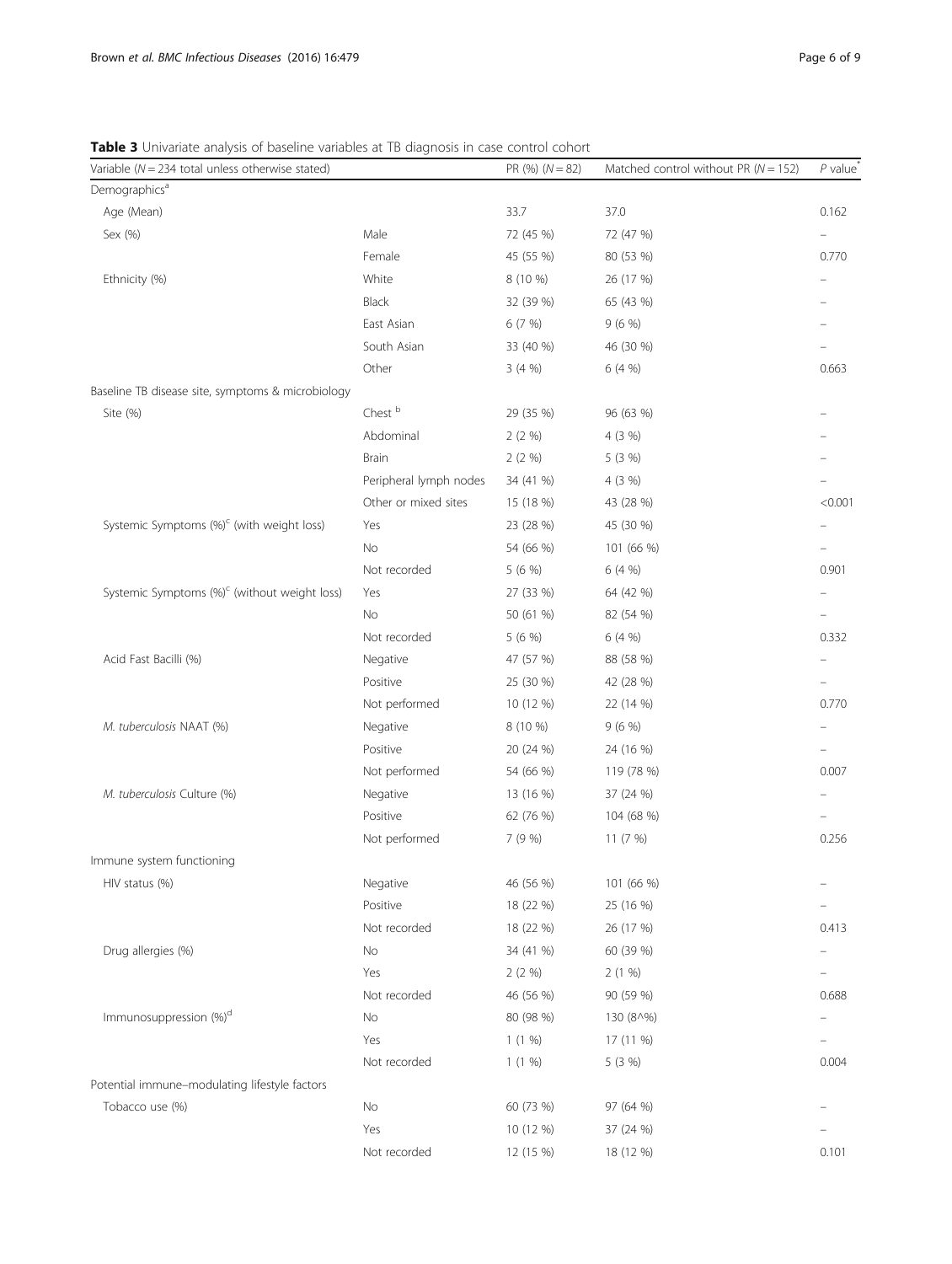**Table 3** Univariate analysis of baseline variables at TB diagnosis in case control cohort

| Variable (N = 234 total unless otherwise stated) | | PR (%) (N = 82) | Matched control without PR (N = 152) | P value[*] |
|---|---|---|---|---|
| Demographics[a] | | | | |
| Age (Mean) | | 33.7 | 37.0 | 0.162 |
| Sex (%) | Male | 72 (45 %) | 72 (47 %) | – |
| | Female | 45 (55 %) | 80 (53 %) | 0.770 |
| Ethnicity (%) | White | 8 (10 %) | 26 (17 %) | – |
| | Black | 32 (39 %) | 65 (43 %) | – |
| | East Asian | 6 (7 %) | 9 (6 %) | – |
| | South Asian | 33 (40 %) | 46 (30 %) | – |
| | Other | 3 (4 %) | 6 (4 %) | 0.663 |
| Baseline TB disease site, symptoms & microbiology | | | | |
| Site (%) | Chest [b] | 29 (35 %) | 96 (63 %) | – |
| | Abdominal | 2 (2 %) | 4 (3 %) | – |
| | Brain | 2 (2 %) | 5 (3 %) | – |
| | Peripheral lymph nodes | 34 (41 %) | 4 (3 %) | – |
| | Other or mixed sites | 15 (18 %) | 43 (28 %) | <0.001 |
| Systemic Symptoms (%)[c] (with weight loss) | Yes | 23 (28 %) | 45 (30 %) | – |
| | No | 54 (66 %) | 101 (66 %) | – |
| | Not recorded | 5 (6 %) | 6 (4 %) | 0.901 |
| Systemic Symptoms (%)[c] (without weight loss) | Yes | 27 (33 %) | 64 (42 %) | – |
| | No | 50 (61 %) | 82 (54 %) | – |
| | Not recorded | 5 (6 %) | 6 (4 %) | 0.332 |
| Acid Fast Bacilli (%) | Negative | 47 (57 %) | 88 (58 %) | – |
| | Positive | 25 (30 %) | 42 (28 %) | – |
| | Not performed | 10 (12 %) | 22 (14 %) | 0.770 |
| *M. tuberculosis* NAAT (%) | Negative | 8 (10 %) | 9 (6 %) | – |
| | Positive | 20 (24 %) | 24 (16 %) | – |
| | Not performed | 54 (66 %) | 119 (78 %) | 0.007 |
| *M. tuberculosis* Culture (%) | Negative | 13 (16 %) | 37 (24 %) | – |
| | Positive | 62 (76 %) | 104 (68 %) | – |
| | Not performed | 7 (9 %) | 11 (7 %) | 0.256 |
| Immune system functioning | | | | |
| HIV status (%) | Negative | 46 (56 %) | 101 (66 %) | – |
| | Positive | 18 (22 %) | 25 (16 %) | – |
| | Not recorded | 18 (22 %) | 26 (17 %) | 0.413 |
| Drug allergies (%) | No | 34 (41 %) | 60 (39 %) | – |
| | Yes | 2 (2 %) | 2 (1 %) | – |
| | Not recorded | 46 (56 %) | 90 (59 %) | 0.688 |
| Immunosuppression (%)[d] | No | 80 (98 %) | 130 (8^%) | – |
| | Yes | 1 (1 %) | 17 (11 %) | – |
| | Not recorded | 1 (1 %) | 5 (3 %) | 0.004 |
| Potential immune–modulating lifestyle factors | | | | |
| Tobacco use (%) | No | 60 (73 %) | 97 (64 %) | – |
| | Yes | 10 (12 %) | 37 (24 %) | – |
| | Not recorded | 12 (15 %) | 18 (12 %) | 0.101 |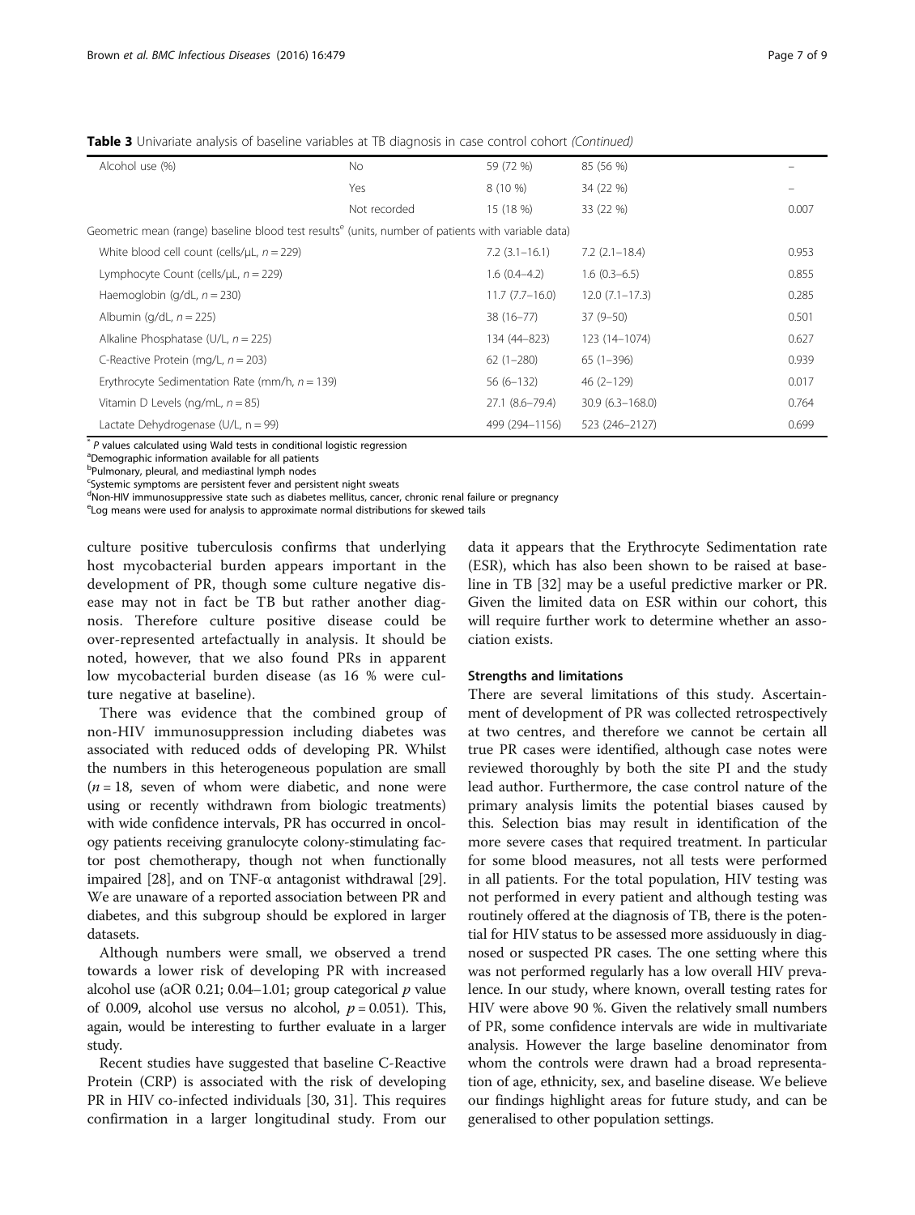**Table 3** Univariate analysis of baseline variables at TB diagnosis in case control cohort *(Continued)*

| | | | | |
|---|---|---|---|---|
| Alcohol use (%) | No | 59 (72 %) | 85 (56 %) | – |
| | Yes | 8 (10 %) | 34 (22 %) | – |
| | Not recorded | 15 (18 %) | 33 (22 %) | 0.007 |
| Geometric mean (range) baseline blood test results[e] (units, number of patients with variable data) | | | | |
| White blood cell count (cells/μL, $n = 229$) | | 7.2 (3.1–16.1) | 7.2 (2.1–18.4) | 0.953 |
| Lymphocyte Count (cells/μL, $n = 229$) | | 1.6 (0.4–4.2) | 1.6 (0.3–6.5) | 0.855 |
| Haemoglobin (g/dL, $n = 230$) | | 11.7 (7.7–16.0) | 12.0 (7.1–17.3) | 0.285 |
| Albumin (g/dL, $n = 225$) | | 38 (16–77) | 37 (9–50) | 0.501 |
| Alkaline Phosphatase (U/L, $n = 225$) | | 134 (44–823) | 123 (14–1074) | 0.627 |
| C-Reactive Protein (mg/L, $n = 203$) | | 62 (1–280) | 65 (1–396) | 0.939 |
| Erythrocyte Sedimentation Rate (mm/h, $n = 139$) | | 56 (6–132) | 46 (2–129) | 0.017 |
| Vitamin D Levels (ng/mL, $n = 85$) | | 27.1 (8.6–79.4) | 30.9 (6.3–168.0) | 0.764 |
| Lactate Dehydrogenase (U/L, n = 99) | | 499 (294–1156) | 523 (246–2127) | 0.699 |

[*] *P* values calculated using Wald tests in conditional logistic regression
[a] Demographic information available for all patients
[b] Pulmonary, pleural, and mediastinal lymph nodes
[c] Systemic symptoms are persistent fever and persistent night sweats
[d] Non-HIV immunosuppressive state such as diabetes mellitus, cancer, chronic renal failure or pregnancy
[e] Log means were used for analysis to approximate normal distributions for skewed tails

culture positive tuberculosis confirms that underlying host mycobacterial burden appears important in the development of PR, though some culture negative disease may not in fact be TB but rather another diagnosis. Therefore culture positive disease could be over-represented artefactually in analysis. It should be noted, however, that we also found PRs in apparent low mycobacterial burden disease (as 16 % were culture negative at baseline).

There was evidence that the combined group of non-HIV immunosuppression including diabetes was associated with reduced odds of developing PR. Whilst the numbers in this heterogeneous population are small ($n = 18$, seven of whom were diabetic, and none were using or recently withdrawn from biologic treatments) with wide confidence intervals, PR has occurred in oncology patients receiving granulocyte colony-stimulating factor post chemotherapy, though not when functionally impaired [28], and on TNF-α antagonist withdrawal [29]. We are unaware of a reported association between PR and diabetes, and this subgroup should be explored in larger datasets.

Although numbers were small, we observed a trend towards a lower risk of developing PR with increased alcohol use (aOR 0.21; 0.04–1.01; group categorical $p$ value of 0.009, alcohol use versus no alcohol, $p = 0.051$). This, again, would be interesting to further evaluate in a larger study.

Recent studies have suggested that baseline C-Reactive Protein (CRP) is associated with the risk of developing PR in HIV co-infected individuals [30, 31]. This requires confirmation in a larger longitudinal study. From our data it appears that the Erythrocyte Sedimentation rate (ESR), which has also been shown to be raised at baseline in TB [32] may be a useful predictive marker or PR. Given the limited data on ESR within our cohort, this will require further work to determine whether an association exists.

### Strengths and limitations

There are several limitations of this study. Ascertainment of development of PR was collected retrospectively at two centres, and therefore we cannot be certain all true PR cases were identified, although case notes were reviewed thoroughly by both the site PI and the study lead author. Furthermore, the case control nature of the primary analysis limits the potential biases caused by this. Selection bias may result in identification of the more severe cases that required treatment. In particular for some blood measures, not all tests were performed in all patients. For the total population, HIV testing was not performed in every patient and although testing was routinely offered at the diagnosis of TB, there is the potential for HIV status to be assessed more assiduously in diagnosed or suspected PR cases. The one setting where this was not performed regularly has a low overall HIV prevalence. In our study, where known, overall testing rates for HIV were above 90 %. Given the relatively small numbers of PR, some confidence intervals are wide in multivariate analysis. However the large baseline denominator from whom the controls were drawn had a broad representation of age, ethnicity, sex, and baseline disease. We believe our findings highlight areas for future study, and can be generalised to other population settings.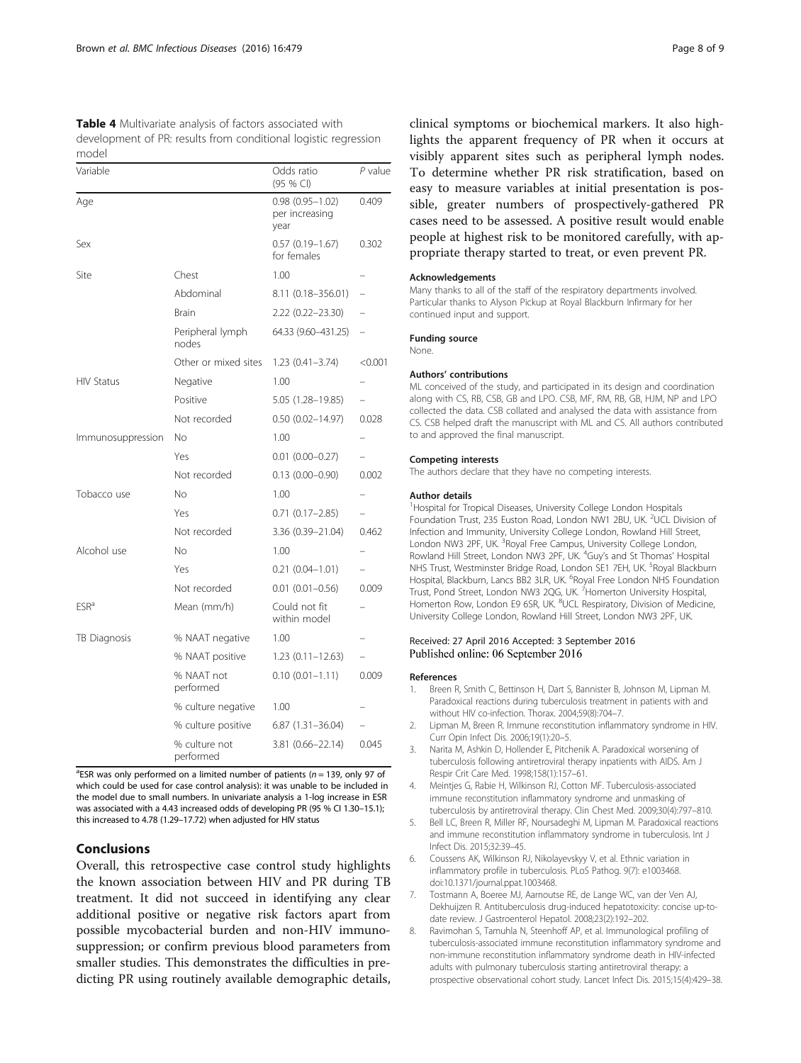**Table 4** Multivariate analysis of factors associated with development of PR: results from conditional logistic regression model

| Variable | | Odds ratio (95 % CI) | P value |
|---|---|---|---|
| Age | | 0.98 (0.95–1.02) per increasing year | 0.409 |
| Sex | | 0.57 (0.19–1.67) for females | 0.302 |
| Site | Chest | 1.00 | – |
| | Abdominal | 8.11 (0.18–356.01) | – |
| | Brain | 2.22 (0.22–23.30) | – |
| | Peripheral lymph nodes | 64.33 (9.60–431.25) | – |
| | Other or mixed sites | 1.23 (0.41–3.74) | <0.001 |
| HIV Status | Negative | 1.00 | – |
| | Positive | 5.05 (1.28–19.85) | – |
| | Not recorded | 0.50 (0.02–14.97) | 0.028 |
| Immunosuppression | No | 1.00 | – |
| | Yes | 0.01 (0.00–0.27) | – |
| | Not recorded | 0.13 (0.00–0.90) | 0.002 |
| Tobacco use | No | 1.00 | – |
| | Yes | 0.71 (0.17–2.85) | – |
| | Not recorded | 3.36 (0.39–21.04) | 0.462 |
| Alcohol use | No | 1.00 | – |
| | Yes | 0.21 (0.04–1.01) | – |
| | Not recorded | 0.01 (0.01–0.56) | 0.009 |
| ESR[a] | Mean (mm/h) | Could not fit within model | – |
| TB Diagnosis | % NAAT negative | 1.00 | – |
| | % NAAT positive | 1.23 (0.11–12.63) | – |
| | % NAAT not performed | 0.10 (0.01–1.11) | 0.009 |
| | % culture negative | 1.00 | – |
| | % culture positive | 6.87 (1.31–36.04) | – |
| | % culture not performed | 3.81 (0.66–22.14) | 0.045 |

[a]ESR was only performed on a limited number of patients ($n = 139$, only 97 of which could be used for case control analysis): it was unable to be included in the model due to small numbers. In univariate analysis a 1-log increase in ESR was associated with a 4.43 increased odds of developing PR (95 % CI 1.30–15.1); this increased to 4.78 (1.29–17.72) when adjusted for HIV status

## Conclusions

Overall, this retrospective case control study highlights the known association between HIV and PR during TB treatment. It did not succeed in identifying any clear additional positive or negative risk factors apart from possible mycobacterial burden and non-HIV immunosuppression; or confirm previous blood parameters from smaller studies. This demonstrates the difficulties in predicting PR using routinely available demographic details, clinical symptoms or biochemical markers. It also highlights the apparent frequency of PR when it occurs at visibly apparent sites such as peripheral lymph nodes. To determine whether PR risk stratification, based on easy to measure variables at initial presentation is possible, greater numbers of prospectively-gathered PR cases need to be assessed. A positive result would enable people at highest risk to be monitored carefully, with appropriate therapy started to treat, or even prevent PR.

### Acknowledgements

Many thanks to all of the staff of the respiratory departments involved. Particular thanks to Alyson Pickup at Royal Blackburn Infirmary for her continued input and support.

### Funding source

None.

### Authors' contributions

ML conceived of the study, and participated in its design and coordination along with CS, RB, CSB, GB and LPO. CSB, MF, RM, RB, GB, HJM, NP and LPO collected the data. CSB collated and analysed the data with assistance from CS. CSB helped draft the manuscript with ML and CS. All authors contributed to and approved the final manuscript.

### Competing interests

The authors declare that they have no competing interests.

### Author details

[1]Hospital for Tropical Diseases, University College London Hospitals Foundation Trust, 235 Euston Road, London NW1 2BU, UK. [2]UCL Division of Infection and Immunity, University College London, Rowland Hill Street, London NW3 2PF, UK. [3]Royal Free Campus, University College London, Rowland Hill Street, London NW3 2PF, UK. [4]Guy's and St Thomas' Hospital NHS Trust, Westminster Bridge Road, London SE1 7EH, UK. [5]Royal Blackburn Hospital, Blackburn, Lancs BB2 3LR, UK. [6]Royal Free London NHS Foundation Trust, Pond Street, London NW3 2QG, UK. [7]Homerton University Hospital, Homerton Row, London E9 6SR, UK. [8]UCL Respiratory, Division of Medicine, University College London, Rowland Hill Street, London NW3 2PF, UK.

Received: 27 April 2016 Accepted: 3 September 2016
Published online: 06 September 2016

### References

1. Breen R, Smith C, Bettinson H, Dart S, Bannister B, Johnson M, Lipman M. Paradoxical reactions during tuberculosis treatment in patients with and without HIV co-infection. Thorax. 2004;59(8):704–7.
2. Lipman M, Breen R. Immune reconstitution inflammatory syndrome in HIV. Curr Opin Infect Dis. 2006;19(1):20–5.
3. Narita M, Ashkin D, Hollender E, Pitchenik A. Paradoxical worsening of tuberculosis following antiretroviral therapy inpatients with AIDS. Am J Respir Crit Care Med. 1998;158(1):157–61.
4. Meintjes G, Rabie H, Wilkinson RJ, Cotton MF. Tuberculosis-associated immune reconstitution inflammatory syndrome and unmasking of tuberculosis by antiretroviral therapy. Clin Chest Med. 2009;30(4):797–810.
5. Bell LC, Breen R, Miller RF, Noursadeghi M, Lipman M. Paradoxical reactions and immune reconstitution inflammatory syndrome in tuberculosis. Int J Infect Dis. 2015;32:39–45.
6. Coussens AK, Wilkinson RJ, Nikolayevskyy V, et al. Ethnic variation in inflammatory profile in tuberculosis. PLoS Pathog. 9(7): e1003468. doi:10.1371/journal.ppat.1003468.
7. Tostmann A, Boeree MJ, Aarnoutse RE, de Lange WC, van der Ven AJ, Dekhuijzen R. Antituberculosis drug-induced hepatotoxicity: concise up-to-date review. J Gastroenterol Hepatol. 2008;23(2):192–202.
8. Ravimohan S, Tamuhla N, Steenhoff AP, et al. Immunological profiling of tuberculosis-associated immune reconstitution inflammatory syndrome and non-immune reconstitution inflammatory syndrome death in HIV-infected adults with pulmonary tuberculosis starting antiretroviral therapy: a prospective observational cohort study. Lancet Infect Dis. 2015;15(4):429–38.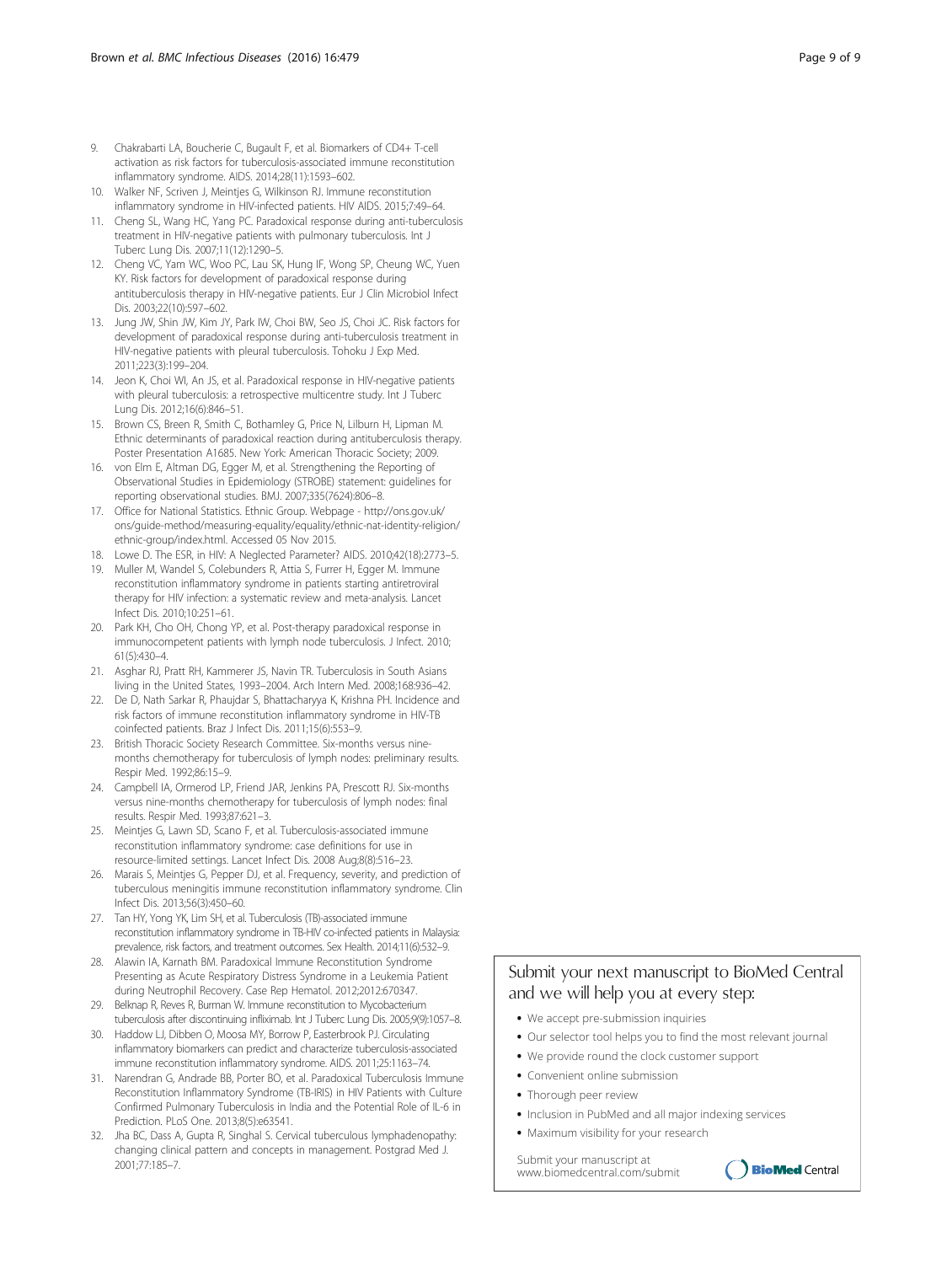9. Chakrabarti LA, Boucherie C, Bugault F, et al. Biomarkers of CD4+ T-cell activation as risk factors for tuberculosis-associated immune reconstitution inflammatory syndrome. AIDS. 2014;28(11):1593–602.
10. Walker NF, Scriven J, Meintjes G, Wilkinson RJ. Immune reconstitution inflammatory syndrome in HIV-infected patients. HIV AIDS. 2015;7:49–64.
11. Cheng SL, Wang HC, Yang PC. Paradoxical response during anti-tuberculosis treatment in HIV-negative patients with pulmonary tuberculosis. Int J Tuberc Lung Dis. 2007;11(12):1290–5.
12. Cheng VC, Yam WC, Woo PC, Lau SK, Hung IF, Wong SP, Cheung WC, Yuen KY. Risk factors for development of paradoxical response during antituberculosis therapy in HIV-negative patients. Eur J Clin Microbiol Infect Dis. 2003;22(10):597–602.
13. Jung JW, Shin JW, Kim JY, Park IW, Choi BW, Seo JS, Choi JC. Risk factors for development of paradoxical response during anti-tuberculosis treatment in HIV-negative patients with pleural tuberculosis. Tohoku J Exp Med. 2011;223(3):199–204.
14. Jeon K, Choi WI, An JS, et al. Paradoxical response in HIV-negative patients with pleural tuberculosis: a retrospective multicentre study. Int J Tuberc Lung Dis. 2012;16(6):846–51.
15. Brown CS, Breen R, Smith C, Bothamley G, Price N, Lilburn H, Lipman M. Ethnic determinants of paradoxical reaction during antituberculosis therapy. Poster Presentation A1685. New York: American Thoracic Society; 2009.
16. von Elm E, Altman DG, Egger M, et al. Strengthening the Reporting of Observational Studies in Epidemiology (STROBE) statement: guidelines for reporting observational studies. BMJ. 2007;335(7624):806–8.
17. Office for National Statistics. Ethnic Group. Webpage - http://ons.gov.uk/ons/guide-method/measuring-equality/equality/ethnic-nat-identity-religion/ethnic-group/index.html. Accessed 05 Nov 2015.
18. Lowe D. The ESR, in HIV: A Neglected Parameter? AIDS. 2010;42(18):2773–5.
19. Muller M, Wandel S, Colebunders R, Attia S, Furrer H, Egger M. Immune reconstitution inflammatory syndrome in patients starting antiretroviral therapy for HIV infection: a systematic review and meta-analysis. Lancet Infect Dis. 2010;10:251–61.
20. Park KH, Cho OH, Chong YP, et al. Post-therapy paradoxical response in immunocompetent patients with lymph node tuberculosis. J Infect. 2010;61(5):430–4.
21. Asghar RJ, Pratt RH, Kammerer JS, Navin TR. Tuberculosis in South Asians living in the United States, 1993–2004. Arch Intern Med. 2008;168:936–42.
22. De D, Nath Sarkar R, Phaujdar S, Bhattacharyya K, Krishna PH. Incidence and risk factors of immune reconstitution inflammatory syndrome in HIV-TB coinfected patients. Braz J Infect Dis. 2011;15(6):553–9.
23. British Thoracic Society Research Committee. Six-months versus nine-months chemotherapy for tuberculosis of lymph nodes: preliminary results. Respir Med. 1992;86:15–9.
24. Campbell IA, Ormerod LP, Friend JAR, Jenkins PA, Prescott RJ. Six-months versus nine-months chemotherapy for tuberculosis of lymph nodes: final results. Respir Med. 1993;87:621–3.
25. Meintjes G, Lawn SD, Scano F, et al. Tuberculosis-associated immune reconstitution inflammatory syndrome: case definitions for use in resource-limited settings. Lancet Infect Dis. 2008 Aug;8(8):516–23.
26. Marais S, Meintjes G, Pepper DJ, et al. Frequency, severity, and prediction of tuberculous meningitis immune reconstitution inflammatory syndrome. Clin Infect Dis. 2013;56(3):450–60.
27. Tan HY, Yong YK, Lim SH, et al. Tuberculosis (TB)-associated immune reconstitution inflammatory syndrome in TB-HIV co-infected patients in Malaysia: prevalence, risk factors, and treatment outcomes. Sex Health. 2014;11(6):532–9.
28. Alawin IA, Karnath BM. Paradoxical Immune Reconstitution Syndrome Presenting as Acute Respiratory Distress Syndrome in a Leukemia Patient during Neutrophil Recovery. Case Rep Hematol. 2012;2012:670347.
29. Belknap R, Reves R, Burman W. Immune reconstitution to Mycobacterium tuberculosis after discontinuing infliximab. Int J Tuberc Lung Dis. 2005;9(9):1057–8.
30. Haddow LJ, Dibben O, Moosa MY, Borrow P, Easterbrook PJ. Circulating inflammatory biomarkers can predict and characterize tuberculosis-associated immune reconstitution inflammatory syndrome. AIDS. 2011;25:1163–74.
31. Narendran G, Andrade BB, Porter BO, et al. Paradoxical Tuberculosis Immune Reconstitution Inflammatory Syndrome (TB-IRIS) in HIV Patients with Culture Confirmed Pulmonary Tuberculosis in India and the Potential Role of IL-6 in Prediction. PLoS One. 2013;8(5):e63541.
32. Jha BC, Dass A, Gupta R, Singhal S. Cervical tuberculous lymphadenopathy: changing clinical pattern and concepts in management. Postgrad Med J. 2001;77:185–7.

Submit your next manuscript to BioMed Central and we will help you at every step:

- We accept pre-submission inquiries
- Our selector tool helps you to find the most relevant journal
- We provide round the clock customer support
- Convenient online submission
- Thorough peer review
- Inclusion in PubMed and all major indexing services
- Maximum visibility for your research

Submit your manuscript at www.biomedcentral.com/submit

BioMed Central